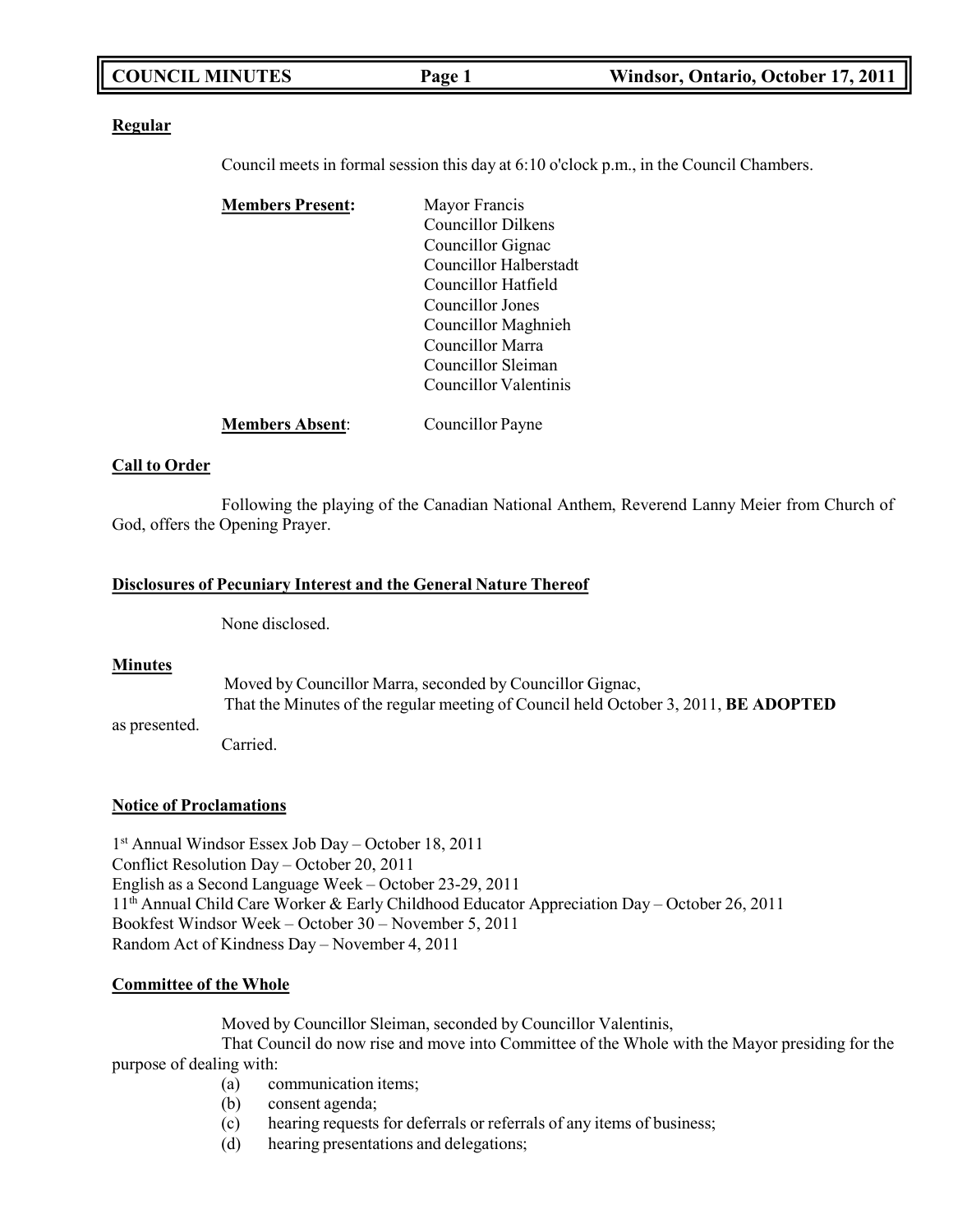# COUNCIL MINUTES — Windsor, Ontario, October 17, 2011

**Regular**

Council meets in formal session this day at 6:10 o'clock p.m., in the Council Chambers.

**Members Present:**

Mayor Francis
Councillor Dilkens
Councillor Gignac
Councillor Halberstadt
Councillor Hatfield
Councillor Jones
Councillor Maghnieh
Councillor Marra
Councillor Sleiman
Councillor Valentinis

**Members Absent**: Councillor Payne

**Call to Order**

Following the playing of the Canadian National Anthem, Reverend Lanny Meier from Church of God, offers the Opening Prayer.

**Disclosures of Pecuniary Interest and the General Nature Thereof**

None disclosed.

**Minutes**

Moved by Councillor Marra, seconded by Councillor Gignac,
That the Minutes of the regular meeting of Council held October 3, 2011, **BE ADOPTED** as presented.
Carried.

**Notice of Proclamations**

1st Annual Windsor Essex Job Day – October 18, 2011
Conflict Resolution Day – October 20, 2011
English as a Second Language Week – October 23-29, 2011
11th Annual Child Care Worker & Early Childhood Educator Appreciation Day – October 26, 2011
Bookfest Windsor Week – October 30 – November 5, 2011
Random Act of Kindness Day – November 4, 2011

**Committee of the Whole**

Moved by Councillor Sleiman, seconded by Councillor Valentinis,
That Council do now rise and move into Committee of the Whole with the Mayor presiding for the purpose of dealing with:

(a) communication items;
(b) consent agenda;
(c) hearing requests for deferrals or referrals of any items of business;
(d) hearing presentations and delegations;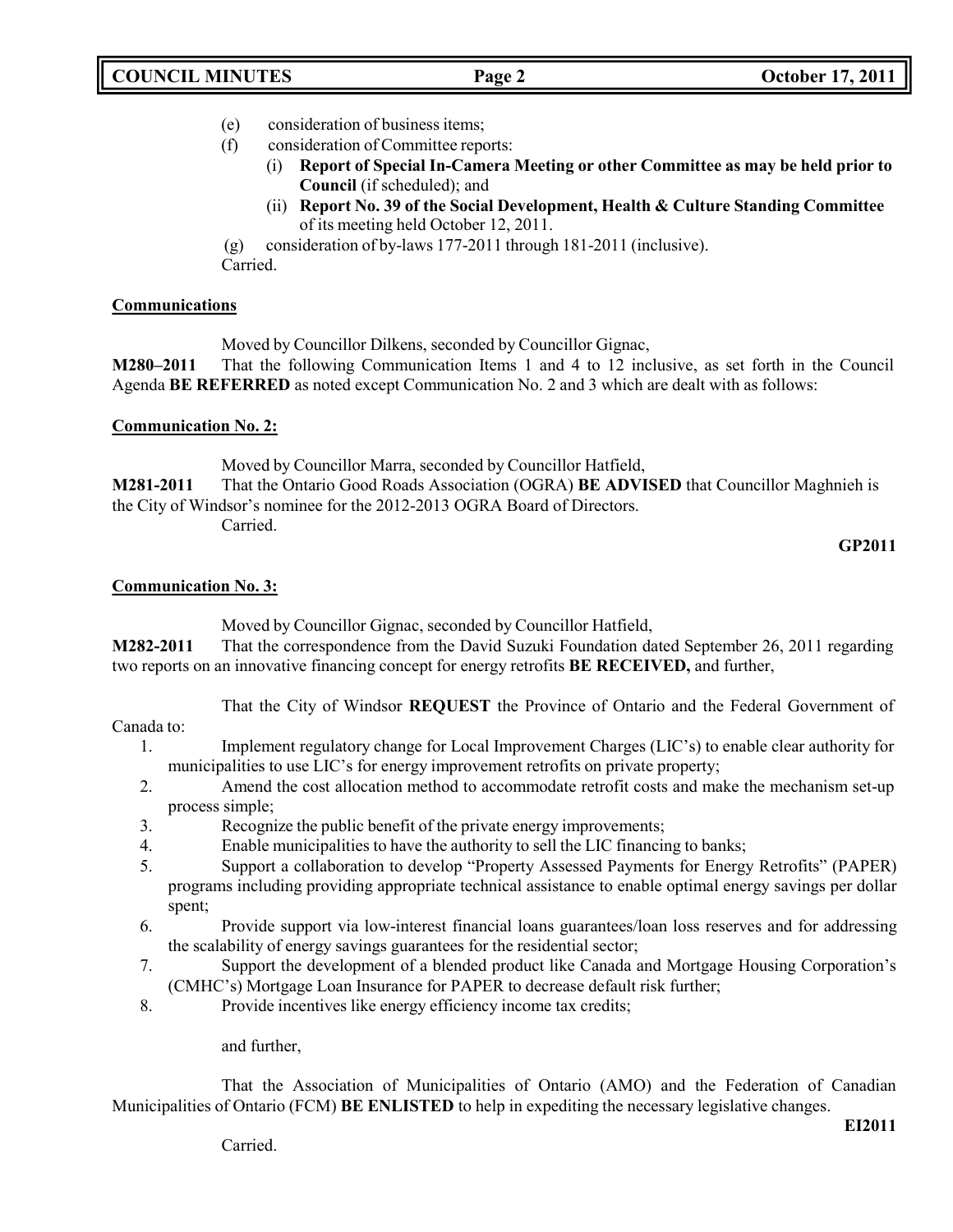(e) consideration of business items;

(f) consideration of Committee reports:

   (i) **Report of Special In-Camera Meeting or other Committee as may be held prior to Council** (if scheduled); and

   (ii) **Report No. 39 of the Social Development, Health & Culture Standing Committee** of its meeting held October 12, 2011.

(g) consideration of by-laws 177-2011 through 181-2011 (inclusive).

Carried.

**Communications**

Moved by Councillor Dilkens, seconded by Councillor Gignac,

**M280–2011** That the following Communication Items 1 and 4 to 12 inclusive, as set forth in the Council Agenda **BE REFERRED** as noted except Communication No. 2 and 3 which are dealt with as follows:

**Communication No. 2:**

Moved by Councillor Marra, seconded by Councillor Hatfield,

**M281-2011** That the Ontario Good Roads Association (OGRA) **BE ADVISED** that Councillor Maghnieh is the City of Windsor's nominee for the 2012-2013 OGRA Board of Directors.

Carried.

**GP2011**

**Communication No. 3:**

Moved by Councillor Gignac, seconded by Councillor Hatfield,

**M282-2011** That the correspondence from the David Suzuki Foundation dated September 26, 2011 regarding two reports on an innovative financing concept for energy retrofits **BE RECEIVED,** and further,

That the City of Windsor **REQUEST** the Province of Ontario and the Federal Government of Canada to:

1. Implement regulatory change for Local Improvement Charges (LIC's) to enable clear authority for municipalities to use LIC's for energy improvement retrofits on private property;
2. Amend the cost allocation method to accommodate retrofit costs and make the mechanism set-up process simple;
3. Recognize the public benefit of the private energy improvements;
4. Enable municipalities to have the authority to sell the LIC financing to banks;
5. Support a collaboration to develop "Property Assessed Payments for Energy Retrofits" (PAPER) programs including providing appropriate technical assistance to enable optimal energy savings per dollar spent;
6. Provide support via low-interest financial loans guarantees/loan loss reserves and for addressing the scalability of energy savings guarantees for the residential sector;
7. Support the development of a blended product like Canada and Mortgage Housing Corporation's (CMHC's) Mortgage Loan Insurance for PAPER to decrease default risk further;
8. Provide incentives like energy efficiency income tax credits;

and further,

That the Association of Municipalities of Ontario (AMO) and the Federation of Canadian Municipalities of Ontario (FCM) **BE ENLISTED** to help in expediting the necessary legislative changes.

**EI2011**

Carried.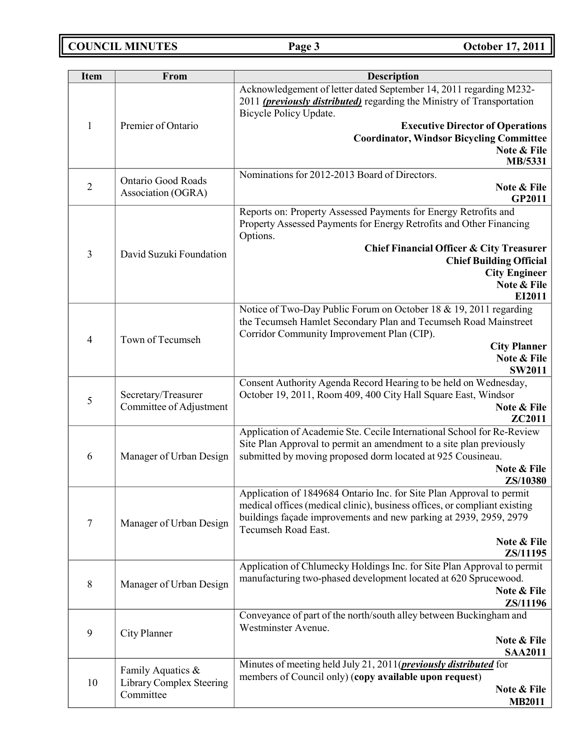| Item | From | Description |
|---|---|---|
| 1 | Premier of Ontario | Acknowledgement of letter dated September 14, 2011 regarding M232-2011 ***previously distributed*** regarding the Ministry of Transportation Bicycle Policy Update. **Executive Director of Operations** **Coordinator, Windsor Bicycling Committee** **Note & File** **MB/5331** |
| 2 | Ontario Good Roads Association (OGRA) | Nominations for 2012-2013 Board of Directors. **Note & File** **GP2011** |
| 3 | David Suzuki Foundation | Reports on: Property Assessed Payments for Energy Retrofits and Property Assessed Payments for Energy Retrofits and Other Financing Options. **Chief Financial Officer & City Treasurer** **Chief Building Official** **City Engineer** **Note & File** **EI2011** |
| 4 | Town of Tecumseh | Notice of Two-Day Public Forum on October 18 & 19, 2011 regarding the Tecumseh Hamlet Secondary Plan and Tecumseh Road Mainstreet Corridor Community Improvement Plan (CIP). **City Planner** **Note & File** **SW2011** |
| 5 | Secretary/Treasurer Committee of Adjustment | Consent Authority Agenda Record Hearing to be held on Wednesday, October 19, 2011, Room 409, 400 City Hall Square East, Windsor **Note & File** **ZC2011** |
| 6 | Manager of Urban Design | Application of Academie Ste. Cecile International School for Re-Review Site Plan Approval to permit an amendment to a site plan previously submitted by moving proposed dorm located at 925 Cousineau. **Note & File** **ZS/10380** |
| 7 | Manager of Urban Design | Application of 1849684 Ontario Inc. for Site Plan Approval to permit medical offices (medical clinic), business offices, or compliant existing buildings façade improvements and new parking at 2939, 2959, 2979 Tecumseh Road East. **Note & File** **ZS/11195** |
| 8 | Manager of Urban Design | Application of Chlumecky Holdings Inc. for Site Plan Approval to permit manufacturing two-phased development located at 620 Sprucewood. **Note & File** **ZS/11196** |
| 9 | City Planner | Conveyance of part of the north/south alley between Buckingham and Westminster Avenue. **Note & File** **SAA2011** |
| 10 | Family Aquatics & Library Complex Steering Committee | Minutes of meeting held July 21, 2011(***previously distributed*** for members of Council only) (**copy available upon request**) **Note & File** **MB2011** |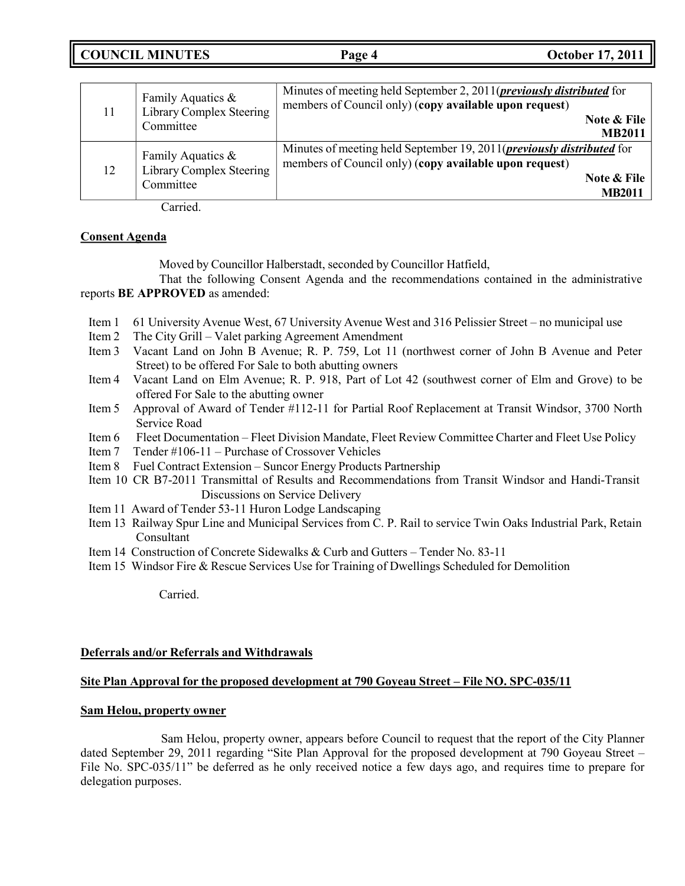| | | |
|---|---|---|
| 11 | Family Aquatics & Library Complex Steering Committee | Minutes of meeting held September 2, 2011(***previously distributed*** for members of Council only) (**copy available upon request**) **Note & File MB2011** |
| 12 | Family Aquatics & Library Complex Steering Committee | Minutes of meeting held September 19, 2011(***previously distributed*** for members of Council only) (**copy available upon request**) **Note & File MB2011** |

Carried.

**Consent Agenda**

Moved by Councillor Halberstadt, seconded by Councillor Hatfield,

That the following Consent Agenda and the recommendations contained in the administrative reports **BE APPROVED** as amended:

- Item 1 61 University Avenue West, 67 University Avenue West and 316 Pelissier Street – no municipal use
- Item 2 The City Grill – Valet parking Agreement Amendment
- Item 3 Vacant Land on John B Avenue; R. P. 759, Lot 11 (northwest corner of John B Avenue and Peter Street) to be offered For Sale to both abutting owners
- Item 4 Vacant Land on Elm Avenue; R. P. 918, Part of Lot 42 (southwest corner of Elm and Grove) to be offered For Sale to the abutting owner
- Item 5 Approval of Award of Tender #112-11 for Partial Roof Replacement at Transit Windsor, 3700 North Service Road
- Item 6 Fleet Documentation – Fleet Division Mandate, Fleet Review Committee Charter and Fleet Use Policy
- Item 7 Tender #106-11 – Purchase of Crossover Vehicles
- Item 8 Fuel Contract Extension – Suncor Energy Products Partnership
- Item 10 CR B7-2011 Transmittal of Results and Recommendations from Transit Windsor and Handi-Transit Discussions on Service Delivery
- Item 11 Award of Tender 53-11 Huron Lodge Landscaping
- Item 13 Railway Spur Line and Municipal Services from C. P. Rail to service Twin Oaks Industrial Park, Retain Consultant
- Item 14 Construction of Concrete Sidewalks & Curb and Gutters – Tender No. 83-11
- Item 15 Windsor Fire & Rescue Services Use for Training of Dwellings Scheduled for Demolition

Carried.

**Deferrals and/or Referrals and Withdrawals**

**Site Plan Approval for the proposed development at 790 Goyeau Street – File NO. SPC-035/11**

**Sam Helou, property owner**

Sam Helou, property owner, appears before Council to request that the report of the City Planner dated September 29, 2011 regarding "Site Plan Approval for the proposed development at 790 Goyeau Street – File No. SPC-035/11" be deferred as he only received notice a few days ago, and requires time to prepare for delegation purposes.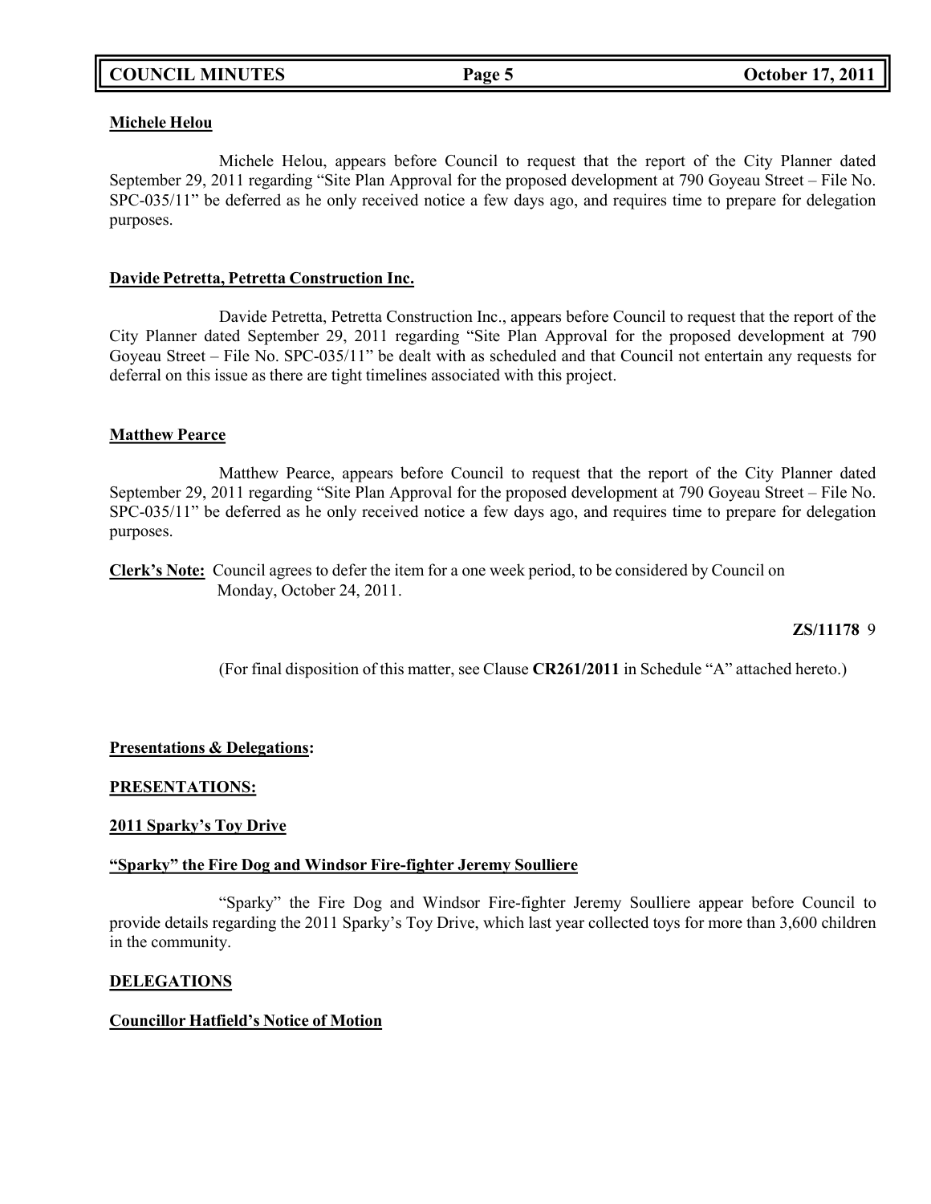**Michele Helou**

Michele Helou, appears before Council to request that the report of the City Planner dated September 29, 2011 regarding "Site Plan Approval for the proposed development at 790 Goyeau Street – File No. SPC-035/11" be deferred as he only received notice a few days ago, and requires time to prepare for delegation purposes.

**Davide Petretta, Petretta Construction Inc.**

Davide Petretta, Petretta Construction Inc., appears before Council to request that the report of the City Planner dated September 29, 2011 regarding "Site Plan Approval for the proposed development at 790 Goyeau Street – File No. SPC-035/11" be dealt with as scheduled and that Council not entertain any requests for deferral on this issue as there are tight timelines associated with this project.

**Matthew Pearce**

Matthew Pearce, appears before Council to request that the report of the City Planner dated September 29, 2011 regarding "Site Plan Approval for the proposed development at 790 Goyeau Street – File No. SPC-035/11" be deferred as he only received notice a few days ago, and requires time to prepare for delegation purposes.

**Clerk's Note:** Council agrees to defer the item for a one week period, to be considered by Council on Monday, October 24, 2011.

**ZS/11178** 9

(For final disposition of this matter, see Clause **CR261/2011** in Schedule "A" attached hereto.)

**Presentations & Delegations:**

**PRESENTATIONS:**

**2011 Sparky's Toy Drive**

**"Sparky" the Fire Dog and Windsor Fire-fighter Jeremy Soulliere**

"Sparky" the Fire Dog and Windsor Fire-fighter Jeremy Soulliere appear before Council to provide details regarding the 2011 Sparky's Toy Drive, which last year collected toys for more than 3,600 children in the community.

**DELEGATIONS**

**Councillor Hatfield's Notice of Motion**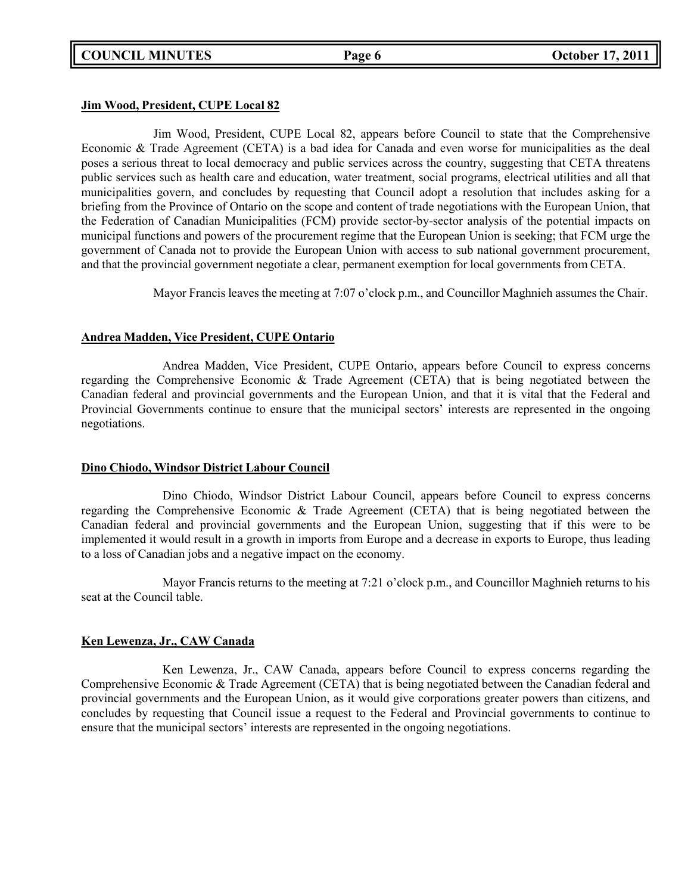**Jim Wood, President, CUPE Local 82**

Jim Wood, President, CUPE Local 82, appears before Council to state that the Comprehensive Economic & Trade Agreement (CETA) is a bad idea for Canada and even worse for municipalities as the deal poses a serious threat to local democracy and public services across the country, suggesting that CETA threatens public services such as health care and education, water treatment, social programs, electrical utilities and all that municipalities govern, and concludes by requesting that Council adopt a resolution that includes asking for a briefing from the Province of Ontario on the scope and content of trade negotiations with the European Union, that the Federation of Canadian Municipalities (FCM) provide sector-by-sector analysis of the potential impacts on municipal functions and powers of the procurement regime that the European Union is seeking; that FCM urge the government of Canada not to provide the European Union with access to sub national government procurement, and that the provincial government negotiate a clear, permanent exemption for local governments from CETA.

Mayor Francis leaves the meeting at 7:07 o'clock p.m., and Councillor Maghnieh assumes the Chair.

**Andrea Madden, Vice President, CUPE Ontario**

Andrea Madden, Vice President, CUPE Ontario, appears before Council to express concerns regarding the Comprehensive Economic & Trade Agreement (CETA) that is being negotiated between the Canadian federal and provincial governments and the European Union, and that it is vital that the Federal and Provincial Governments continue to ensure that the municipal sectors' interests are represented in the ongoing negotiations.

**Dino Chiodo, Windsor District Labour Council**

Dino Chiodo, Windsor District Labour Council, appears before Council to express concerns regarding the Comprehensive Economic & Trade Agreement (CETA) that is being negotiated between the Canadian federal and provincial governments and the European Union, suggesting that if this were to be implemented it would result in a growth in imports from Europe and a decrease in exports to Europe, thus leading to a loss of Canadian jobs and a negative impact on the economy.

Mayor Francis returns to the meeting at 7:21 o'clock p.m., and Councillor Maghnieh returns to his seat at the Council table.

**Ken Lewenza, Jr., CAW Canada**

Ken Lewenza, Jr., CAW Canada, appears before Council to express concerns regarding the Comprehensive Economic & Trade Agreement (CETA) that is being negotiated between the Canadian federal and provincial governments and the European Union, as it would give corporations greater powers than citizens, and concludes by requesting that Council issue a request to the Federal and Provincial governments to continue to ensure that the municipal sectors' interests are represented in the ongoing negotiations.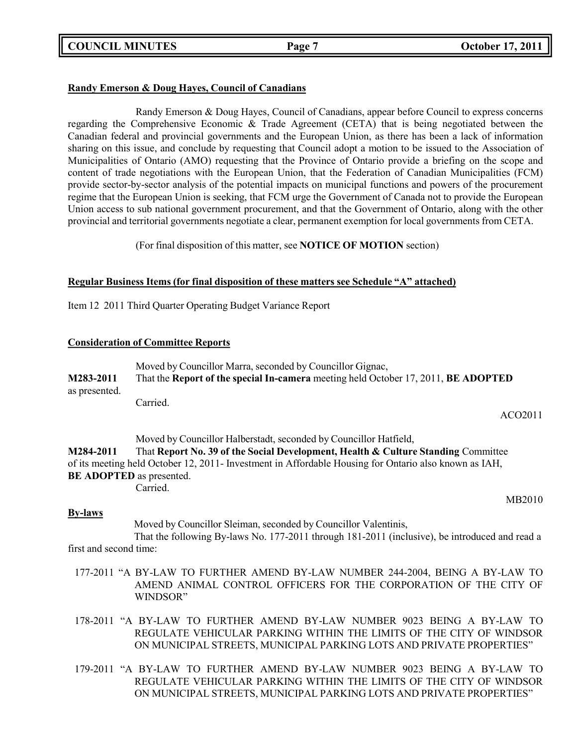**Randy Emerson & Doug Hayes, Council of Canadians**

Randy Emerson & Doug Hayes, Council of Canadians, appear before Council to express concerns regarding the Comprehensive Economic & Trade Agreement (CETA) that is being negotiated between the Canadian federal and provincial governments and the European Union, as there has been a lack of information sharing on this issue, and conclude by requesting that Council adopt a motion to be issued to the Association of Municipalities of Ontario (AMO) requesting that the Province of Ontario provide a briefing on the scope and content of trade negotiations with the European Union, that the Federation of Canadian Municipalities (FCM) provide sector-by-sector analysis of the potential impacts on municipal functions and powers of the procurement regime that the European Union is seeking, that FCM urge the Government of Canada not to provide the European Union access to sub national government procurement, and that the Government of Ontario, along with the other provincial and territorial governments negotiate a clear, permanent exemption for local governments from CETA.

(For final disposition of this matter, see **NOTICE OF MOTION** section)

**Regular Business Items (for final disposition of these matters see Schedule "A" attached)**

Item 12 2011 Third Quarter Operating Budget Variance Report

**Consideration of Committee Reports**

Moved by Councillor Marra, seconded by Councillor Gignac,

**M283-2011** That the **Report of the special In-camera** meeting held October 17, 2011, **BE ADOPTED** as presented.

Carried.

ACO2011

Moved by Councillor Halberstadt, seconded by Councillor Hatfield,

**M284-2011** That **Report No. 39 of the Social Development, Health & Culture Standing** Committee of its meeting held October 12, 2011- Investment in Affordable Housing for Ontario also known as IAH, **BE ADOPTED** as presented.

Carried.

MB2010

**By-laws**

Moved by Councillor Sleiman, seconded by Councillor Valentinis,

That the following By-laws No. 177-2011 through 181-2011 (inclusive), be introduced and read a first and second time:

177-2011 "A BY-LAW TO FURTHER AMEND BY-LAW NUMBER 244-2004, BEING A BY-LAW TO AMEND ANIMAL CONTROL OFFICERS FOR THE CORPORATION OF THE CITY OF WINDSOR"

178-2011 "A BY-LAW TO FURTHER AMEND BY-LAW NUMBER 9023 BEING A BY-LAW TO REGULATE VEHICULAR PARKING WITHIN THE LIMITS OF THE CITY OF WINDSOR ON MUNICIPAL STREETS, MUNICIPAL PARKING LOTS AND PRIVATE PROPERTIES"

179-2011 "A BY-LAW TO FURTHER AMEND BY-LAW NUMBER 9023 BEING A BY-LAW TO REGULATE VEHICULAR PARKING WITHIN THE LIMITS OF THE CITY OF WINDSOR ON MUNICIPAL STREETS, MUNICIPAL PARKING LOTS AND PRIVATE PROPERTIES"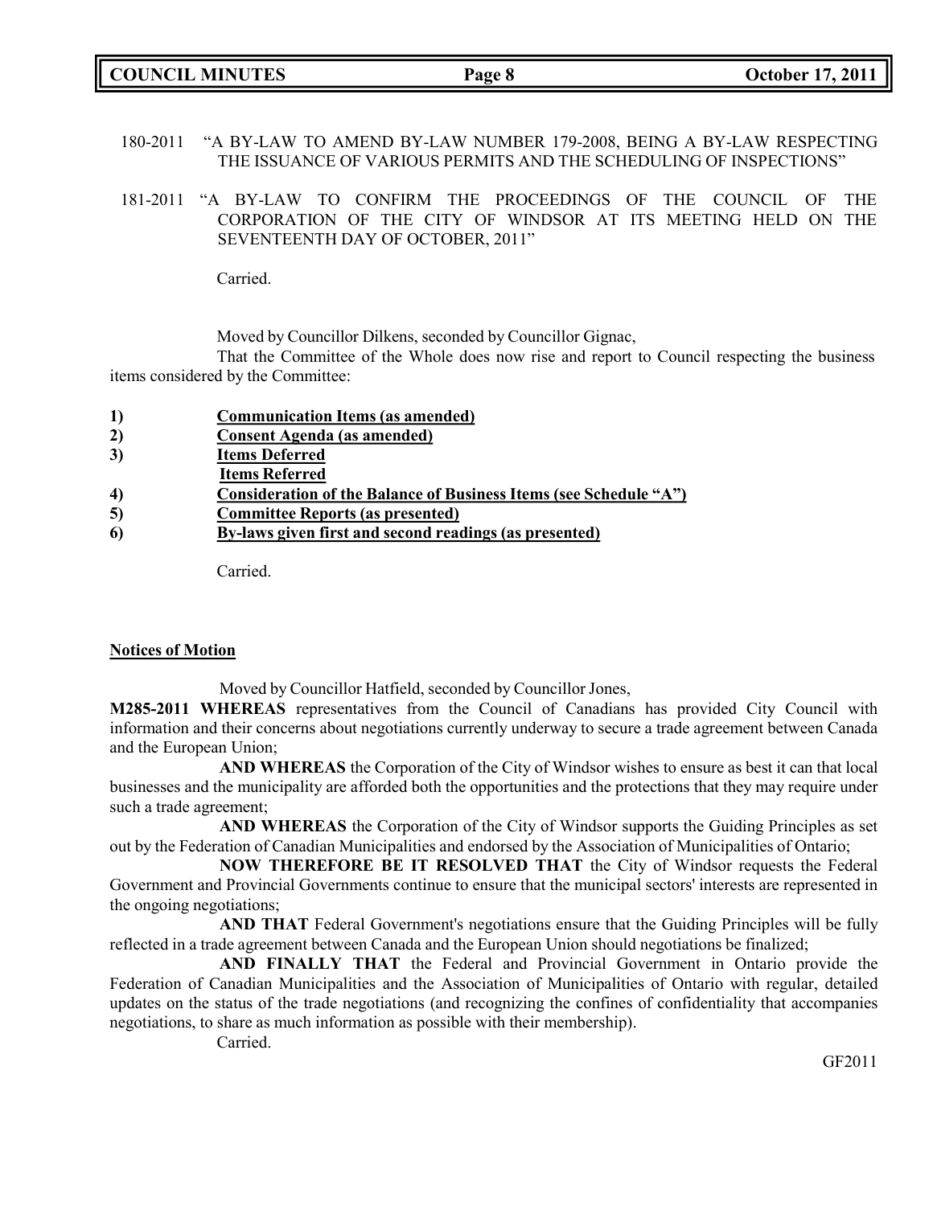180-2011 "A BY-LAW TO AMEND BY-LAW NUMBER 179-2008, BEING A BY-LAW RESPECTING THE ISSUANCE OF VARIOUS PERMITS AND THE SCHEDULING OF INSPECTIONS"

181-2011 "A BY-LAW TO CONFIRM THE PROCEEDINGS OF THE COUNCIL OF THE CORPORATION OF THE CITY OF WINDSOR AT ITS MEETING HELD ON THE SEVENTEENTH DAY OF OCTOBER, 2011"

Carried.

Moved by Councillor Dilkens, seconded by Councillor Gignac,

That the Committee of the Whole does now rise and report to Council respecting the business items considered by the Committee:

1) **Communication Items (as amended)**
2) **Consent Agenda (as amended)**
3) **Items Deferred**
   **Items Referred**
4) **Consideration of the Balance of Business Items (see Schedule "A")**
5) **Committee Reports (as presented)**
6) **By-laws given first and second readings (as presented)**

Carried.

**Notices of Motion**

Moved by Councillor Hatfield, seconded by Councillor Jones,

**M285-2011 WHEREAS** representatives from the Council of Canadians has provided City Council with information and their concerns about negotiations currently underway to secure a trade agreement between Canada and the European Union;

**AND WHEREAS** the Corporation of the City of Windsor wishes to ensure as best it can that local businesses and the municipality are afforded both the opportunities and the protections that they may require under such a trade agreement;

**AND WHEREAS** the Corporation of the City of Windsor supports the Guiding Principles as set out by the Federation of Canadian Municipalities and endorsed by the Association of Municipalities of Ontario;

**NOW THEREFORE BE IT RESOLVED THAT** the City of Windsor requests the Federal Government and Provincial Governments continue to ensure that the municipal sectors' interests are represented in the ongoing negotiations;

**AND THAT** Federal Government's negotiations ensure that the Guiding Principles will be fully reflected in a trade agreement between Canada and the European Union should negotiations be finalized;

**AND FINALLY THAT** the Federal and Provincial Government in Ontario provide the Federation of Canadian Municipalities and the Association of Municipalities of Ontario with regular, detailed updates on the status of the trade negotiations (and recognizing the confines of confidentiality that accompanies negotiations, to share as much information as possible with their membership).

Carried.

GF2011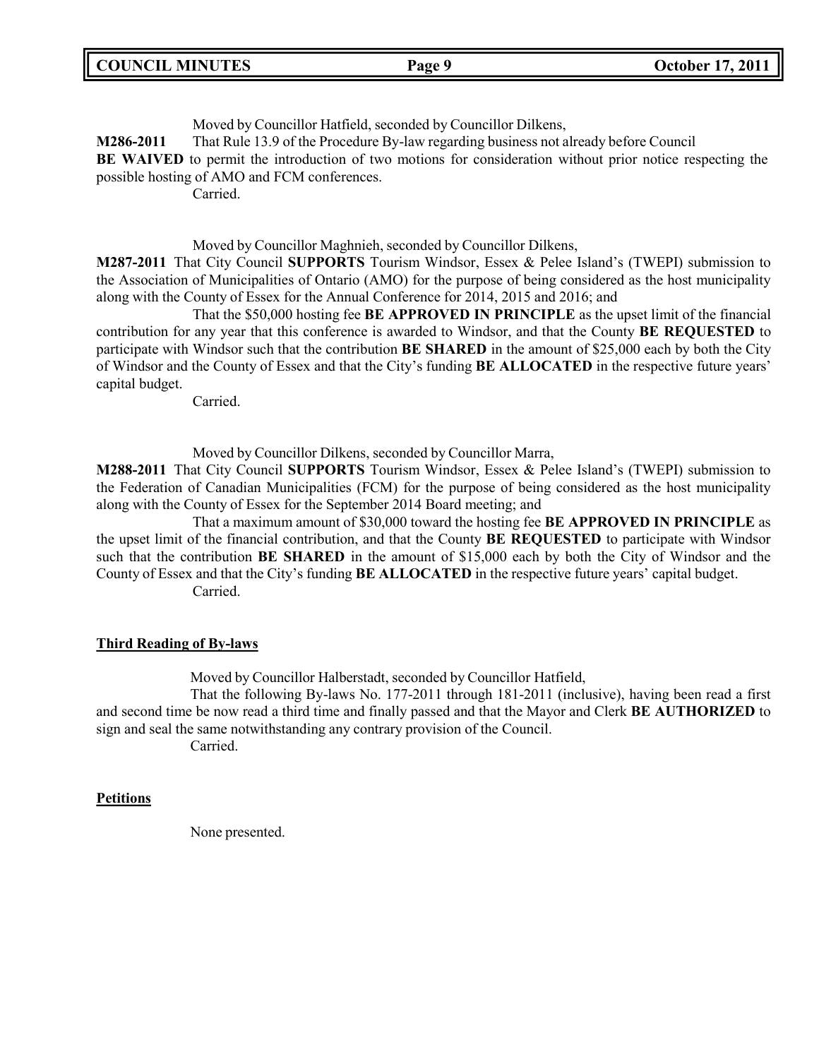Moved by Councillor Hatfield, seconded by Councillor Dilkens,

**M286-2011** That Rule 13.9 of the Procedure By-law regarding business not already before Council **BE WAIVED** to permit the introduction of two motions for consideration without prior notice respecting the possible hosting of AMO and FCM conferences.

Carried.

Moved by Councillor Maghnieh, seconded by Councillor Dilkens,

**M287-2011** That City Council **SUPPORTS** Tourism Windsor, Essex & Pelee Island's (TWEPI) submission to the Association of Municipalities of Ontario (AMO) for the purpose of being considered as the host municipality along with the County of Essex for the Annual Conference for 2014, 2015 and 2016; and

That the $50,000 hosting fee **BE APPROVED IN PRINCIPLE** as the upset limit of the financial contribution for any year that this conference is awarded to Windsor, and that the County **BE REQUESTED** to participate with Windsor such that the contribution **BE SHARED** in the amount of $25,000 each by both the City of Windsor and the County of Essex and that the City's funding **BE ALLOCATED** in the respective future years' capital budget.

Carried.

Moved by Councillor Dilkens, seconded by Councillor Marra,

**M288-2011** That City Council **SUPPORTS** Tourism Windsor, Essex & Pelee Island's (TWEPI) submission to the Federation of Canadian Municipalities (FCM) for the purpose of being considered as the host municipality along with the County of Essex for the September 2014 Board meeting; and

That a maximum amount of $30,000 toward the hosting fee **BE APPROVED IN PRINCIPLE** as the upset limit of the financial contribution, and that the County **BE REQUESTED** to participate with Windsor such that the contribution **BE SHARED** in the amount of $15,000 each by both the City of Windsor and the County of Essex and that the City's funding **BE ALLOCATED** in the respective future years' capital budget.

Carried.

## Third Reading of By-laws

Moved by Councillor Halberstadt, seconded by Councillor Hatfield,

That the following By-laws No. 177-2011 through 181-2011 (inclusive), having been read a first and second time be now read a third time and finally passed and that the Mayor and Clerk **BE AUTHORIZED** to sign and seal the same notwithstanding any contrary provision of the Council.

Carried.

## Petitions

None presented.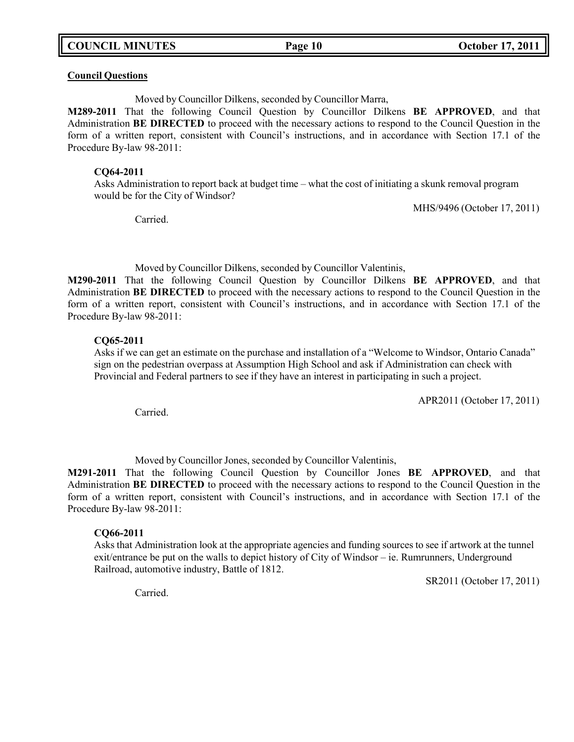**Council Questions**

Moved by Councillor Dilkens, seconded by Councillor Marra,

**M289-2011** That the following Council Question by Councillor Dilkens **BE APPROVED**, and that Administration **BE DIRECTED** to proceed with the necessary actions to respond to the Council Question in the form of a written report, consistent with Council's instructions, and in accordance with Section 17.1 of the Procedure By-law 98-2011:

**CQ64-2011**
Asks Administration to report back at budget time – what the cost of initiating a skunk removal program would be for the City of Windsor?

MHS/9496 (October 17, 2011)

Carried.

Moved by Councillor Dilkens, seconded by Councillor Valentinis,

**M290-2011** That the following Council Question by Councillor Dilkens **BE APPROVED**, and that Administration **BE DIRECTED** to proceed with the necessary actions to respond to the Council Question in the form of a written report, consistent with Council's instructions, and in accordance with Section 17.1 of the Procedure By-law 98-2011:

**CQ65-2011**
Asks if we can get an estimate on the purchase and installation of a "Welcome to Windsor, Ontario Canada" sign on the pedestrian overpass at Assumption High School and ask if Administration can check with Provincial and Federal partners to see if they have an interest in participating in such a project.

APR2011 (October 17, 2011)

Carried.

Moved by Councillor Jones, seconded by Councillor Valentinis,

**M291-2011** That the following Council Question by Councillor Jones **BE APPROVED**, and that Administration **BE DIRECTED** to proceed with the necessary actions to respond to the Council Question in the form of a written report, consistent with Council's instructions, and in accordance with Section 17.1 of the Procedure By-law 98-2011:

**CQ66-2011**
Asks that Administration look at the appropriate agencies and funding sources to see if artwork at the tunnel exit/entrance be put on the walls to depict history of City of Windsor – ie. Rumrunners, Underground Railroad, automotive industry, Battle of 1812.

SR2011 (October 17, 2011)

Carried.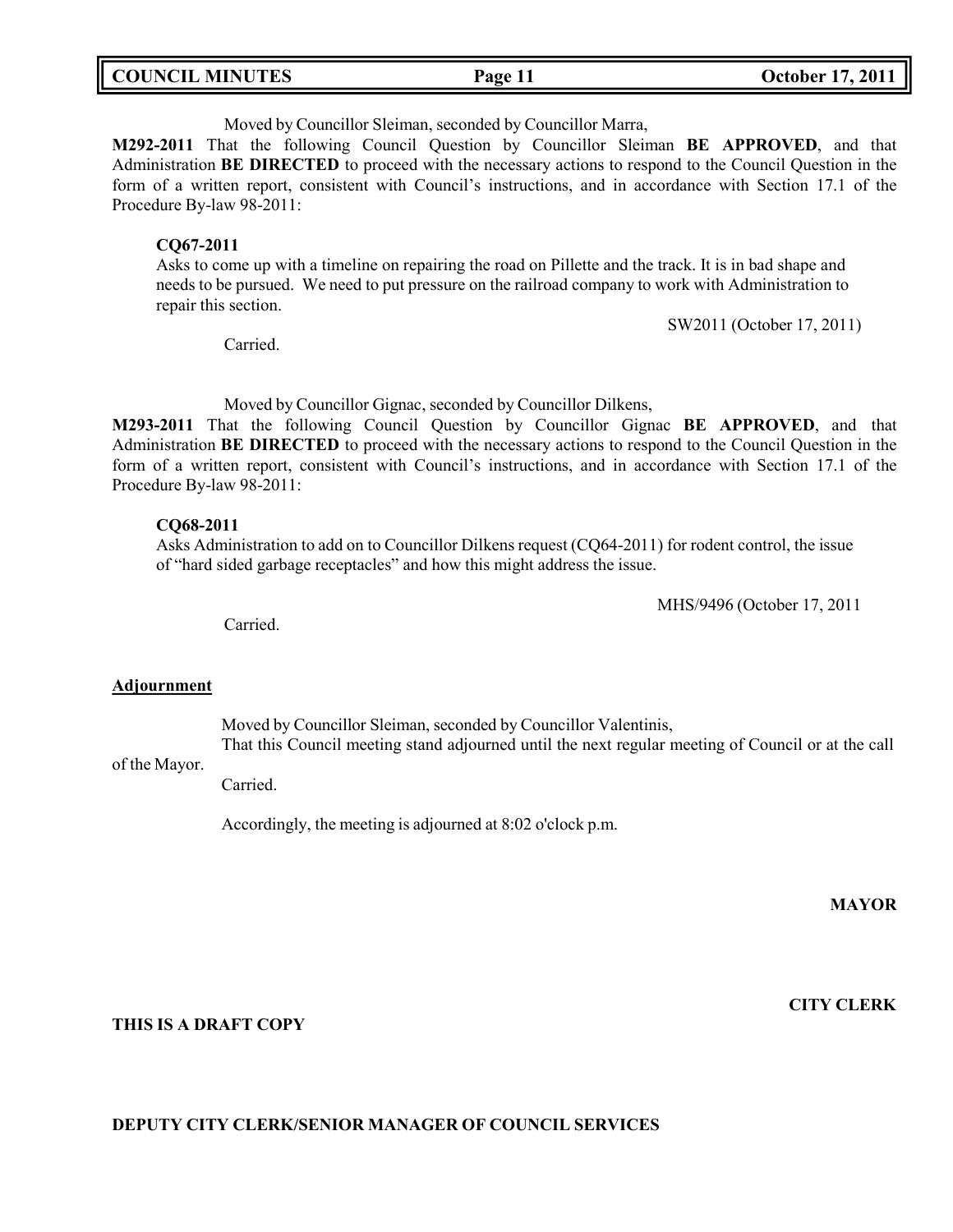Moved by Councillor Sleiman, seconded by Councillor Marra,

**M292-2011** That the following Council Question by Councillor Sleiman **BE APPROVED**, and that Administration **BE DIRECTED** to proceed with the necessary actions to respond to the Council Question in the form of a written report, consistent with Council's instructions, and in accordance with Section 17.1 of the Procedure By-law 98-2011:

**CQ67-2011**

Asks to come up with a timeline on repairing the road on Pillette and the track. It is in bad shape and needs to be pursued. We need to put pressure on the railroad company to work with Administration to repair this section.

SW2011 (October 17, 2011)

Carried.

Moved by Councillor Gignac, seconded by Councillor Dilkens,

**M293-2011** That the following Council Question by Councillor Gignac **BE APPROVED**, and that Administration **BE DIRECTED** to proceed with the necessary actions to respond to the Council Question in the form of a written report, consistent with Council's instructions, and in accordance with Section 17.1 of the Procedure By-law 98-2011:

**CQ68-2011**

Asks Administration to add on to Councillor Dilkens request (CQ64-2011) for rodent control, the issue of "hard sided garbage receptacles" and how this might address the issue.

MHS/9496 (October 17, 2011

Carried.

## Adjournment

Moved by Councillor Sleiman, seconded by Councillor Valentinis,

That this Council meeting stand adjourned until the next regular meeting of Council or at the call of the Mayor.

Carried.

Accordingly, the meeting is adjourned at 8:02 o'clock p.m.

**MAYOR**

**CITY CLERK**

**THIS IS A DRAFT COPY**

**DEPUTY CITY CLERK/SENIOR MANAGER OF COUNCIL SERVICES**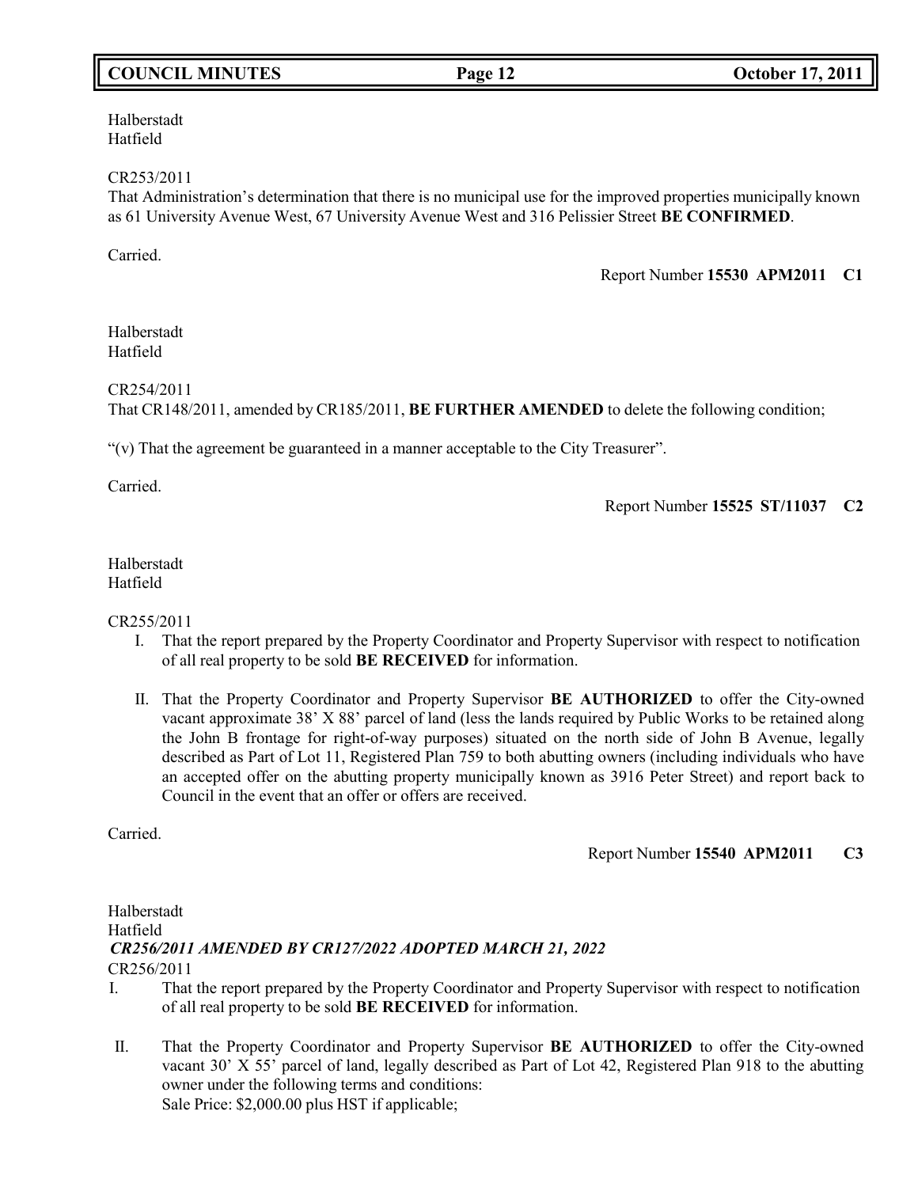Halberstadt
Hatfield

CR253/2011
That Administration's determination that there is no municipal use for the improved properties municipally known as 61 University Avenue West, 67 University Avenue West and 316 Pelissier Street **BE CONFIRMED**.

Carried.

Report Number **15530 APM2011 C1**

Halberstadt
Hatfield

CR254/2011
That CR148/2011, amended by CR185/2011, **BE FURTHER AMENDED** to delete the following condition;

"(v) That the agreement be guaranteed in a manner acceptable to the City Treasurer".

Carried.

Report Number **15525 ST/11037 C2**

Halberstadt
Hatfield

CR255/2011

I. That the report prepared by the Property Coordinator and Property Supervisor with respect to notification of all real property to be sold **BE RECEIVED** for information.

II. That the Property Coordinator and Property Supervisor **BE AUTHORIZED** to offer the City-owned vacant approximate 38' X 88' parcel of land (less the lands required by Public Works to be retained along the John B frontage for right-of-way purposes) situated on the north side of John B Avenue, legally described as Part of Lot 11, Registered Plan 759 to both abutting owners (including individuals who have an accepted offer on the abutting property municipally known as 3916 Peter Street) and report back to Council in the event that an offer or offers are received.

Carried.

Report Number **15540 APM2011 C3**

Halberstadt
Hatfield
***CR256/2011 AMENDED BY CR127/2022 ADOPTED MARCH 21, 2022***
CR256/2011

I. That the report prepared by the Property Coordinator and Property Supervisor with respect to notification of all real property to be sold **BE RECEIVED** for information.

II. That the Property Coordinator and Property Supervisor **BE AUTHORIZED** to offer the City-owned vacant 30' X 55' parcel of land, legally described as Part of Lot 42, Registered Plan 918 to the abutting owner under the following terms and conditions:
Sale Price: $2,000.00 plus HST if applicable;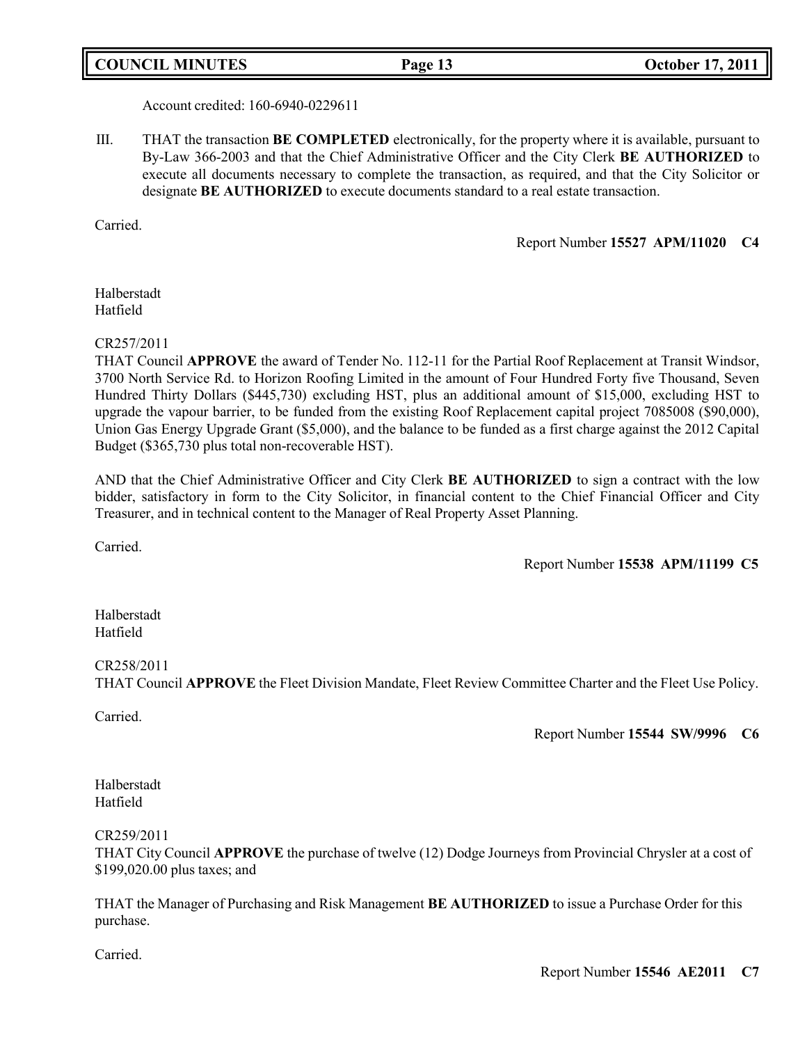Account credited: 160-6940-0229611

III. THAT the transaction **BE COMPLETED** electronically, for the property where it is available, pursuant to By-Law 366-2003 and that the Chief Administrative Officer and the City Clerk **BE AUTHORIZED** to execute all documents necessary to complete the transaction, as required, and that the City Solicitor or designate **BE AUTHORIZED** to execute documents standard to a real estate transaction.

Carried.

Report Number **15527 APM/11020 C4**

Halberstadt
Hatfield

CR257/2011
THAT Council **APPROVE** the award of Tender No. 112-11 for the Partial Roof Replacement at Transit Windsor, 3700 North Service Rd. to Horizon Roofing Limited in the amount of Four Hundred Forty five Thousand, Seven Hundred Thirty Dollars ($445,730) excluding HST, plus an additional amount of $15,000, excluding HST to upgrade the vapour barrier, to be funded from the existing Roof Replacement capital project 7085008 ($90,000), Union Gas Energy Upgrade Grant ($5,000), and the balance to be funded as a first charge against the 2012 Capital Budget ($365,730 plus total non-recoverable HST).

AND that the Chief Administrative Officer and City Clerk **BE AUTHORIZED** to sign a contract with the low bidder, satisfactory in form to the City Solicitor, in financial content to the Chief Financial Officer and City Treasurer, and in technical content to the Manager of Real Property Asset Planning.

Carried.

Report Number **15538 APM/11199 C5**

Halberstadt
Hatfield

CR258/2011
THAT Council **APPROVE** the Fleet Division Mandate, Fleet Review Committee Charter and the Fleet Use Policy.

Carried.

Report Number **15544 SW/9996 C6**

Halberstadt
Hatfield

CR259/2011
THAT City Council **APPROVE** the purchase of twelve (12) Dodge Journeys from Provincial Chrysler at a cost of $199,020.00 plus taxes; and

THAT the Manager of Purchasing and Risk Management **BE AUTHORIZED** to issue a Purchase Order for this purchase.

Carried.

Report Number **15546 AE2011 C7**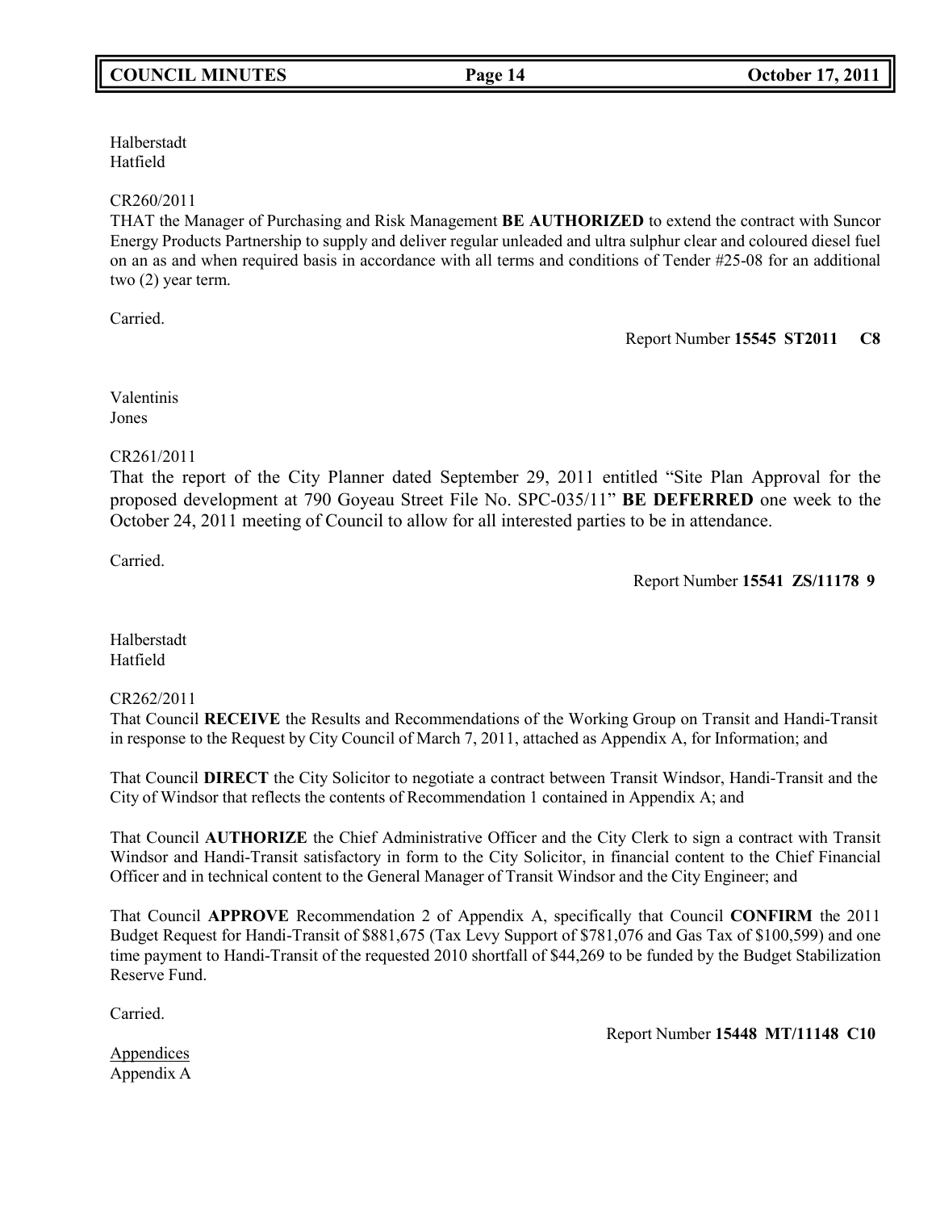Halberstadt
Hatfield

CR260/2011
THAT the Manager of Purchasing and Risk Management **BE AUTHORIZED** to extend the contract with Suncor Energy Products Partnership to supply and deliver regular unleaded and ultra sulphur clear and coloured diesel fuel on an as and when required basis in accordance with all terms and conditions of Tender #25-08 for an additional two (2) year term.

Carried.

Report Number **15545 ST2011 C8**

Valentinis
Jones

CR261/2011
That the report of the City Planner dated September 29, 2011 entitled "Site Plan Approval for the proposed development at 790 Goyeau Street File No. SPC-035/11" **BE DEFERRED** one week to the October 24, 2011 meeting of Council to allow for all interested parties to be in attendance.

Carried.

Report Number **15541 ZS/11178 9**

Halberstadt
Hatfield

CR262/2011
That Council **RECEIVE** the Results and Recommendations of the Working Group on Transit and Handi-Transit in response to the Request by City Council of March 7, 2011, attached as Appendix A, for Information; and

That Council **DIRECT** the City Solicitor to negotiate a contract between Transit Windsor, Handi-Transit and the City of Windsor that reflects the contents of Recommendation 1 contained in Appendix A; and

That Council **AUTHORIZE** the Chief Administrative Officer and the City Clerk to sign a contract with Transit Windsor and Handi-Transit satisfactory in form to the City Solicitor, in financial content to the Chief Financial Officer and in technical content to the General Manager of Transit Windsor and the City Engineer; and

That Council **APPROVE** Recommendation 2 of Appendix A, specifically that Council **CONFIRM** the 2011 Budget Request for Handi-Transit of $881,675 (Tax Levy Support of $781,076 and Gas Tax of $100,599) and one time payment to Handi-Transit of the requested 2010 shortfall of $44,269 to be funded by the Budget Stabilization Reserve Fund.

Carried.

Report Number **15448 MT/11148 C10**

Appendices
Appendix A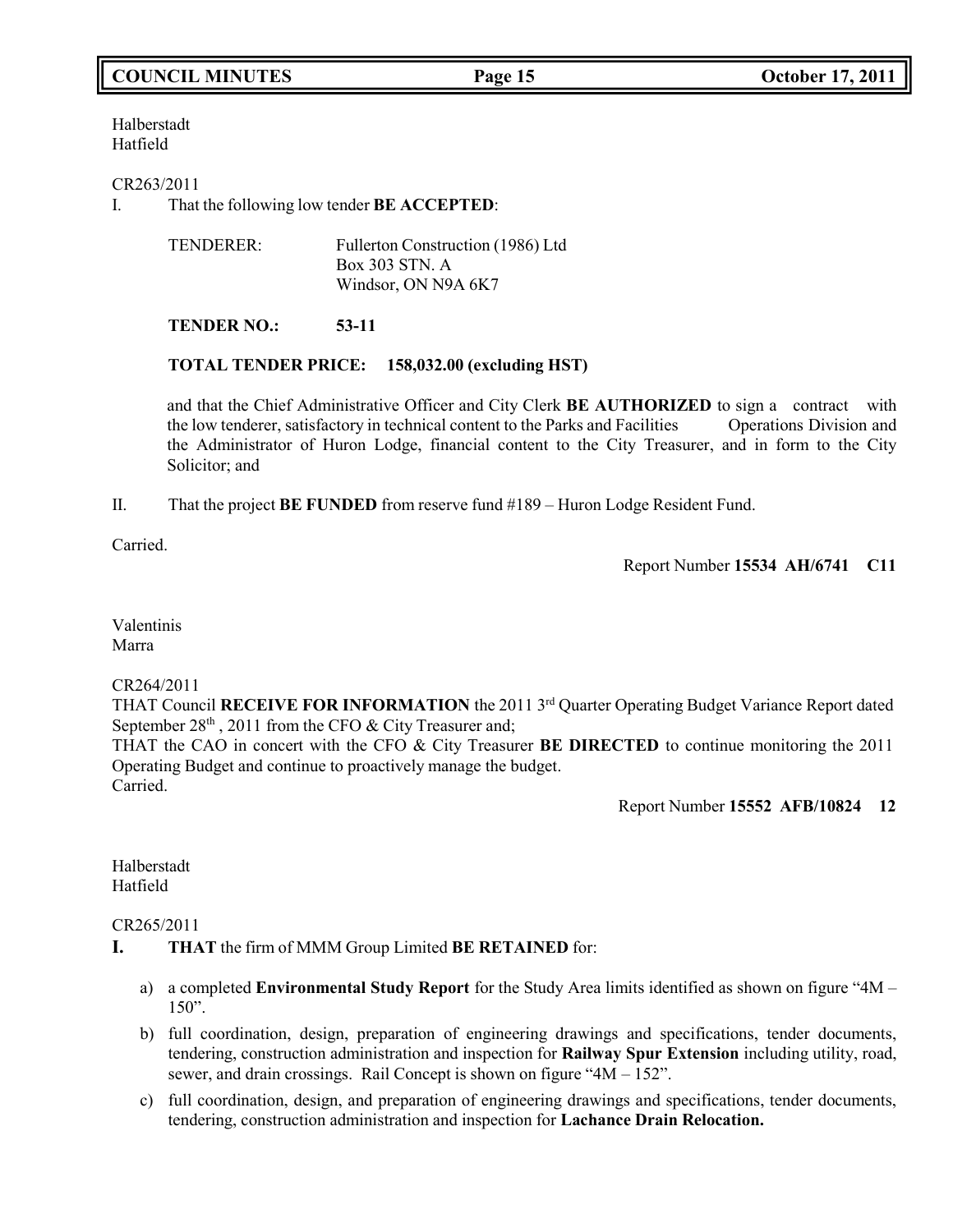Halberstadt
Hatfield

CR263/2011

I. That the following low tender **BE ACCEPTED**:

TENDERER: Fullerton Construction (1986) Ltd
Box 303 STN. A
Windsor, ON N9A 6K7

**TENDER NO.: 53-11**

**TOTAL TENDER PRICE: 158,032.00 (excluding HST)**

and that the Chief Administrative Officer and City Clerk **BE AUTHORIZED** to sign a contract with the low tenderer, satisfactory in technical content to the Parks and Facilities Operations Division and the Administrator of Huron Lodge, financial content to the City Treasurer, and in form to the City Solicitor; and

II. That the project **BE FUNDED** from reserve fund #189 – Huron Lodge Resident Fund.

Carried.

Report Number **15534 AH/6741 C11**

Valentinis
Marra

CR264/2011

THAT Council **RECEIVE FOR INFORMATION** the 2011 3rd Quarter Operating Budget Variance Report dated September 28th, 2011 from the CFO & City Treasurer and;

THAT the CAO in concert with the CFO & City Treasurer **BE DIRECTED** to continue monitoring the 2011 Operating Budget and continue to proactively manage the budget.

Carried.

Report Number **15552 AFB/10824 12**

Halberstadt
Hatfield

CR265/2011

**I. THAT** the firm of MMM Group Limited **BE RETAINED** for:

a) a completed **Environmental Study Report** for the Study Area limits identified as shown on figure "4M – 150".

b) full coordination, design, preparation of engineering drawings and specifications, tender documents, tendering, construction administration and inspection for **Railway Spur Extension** including utility, road, sewer, and drain crossings. Rail Concept is shown on figure "4M – 152".

c) full coordination, design, and preparation of engineering drawings and specifications, tender documents, tendering, construction administration and inspection for **Lachance Drain Relocation.**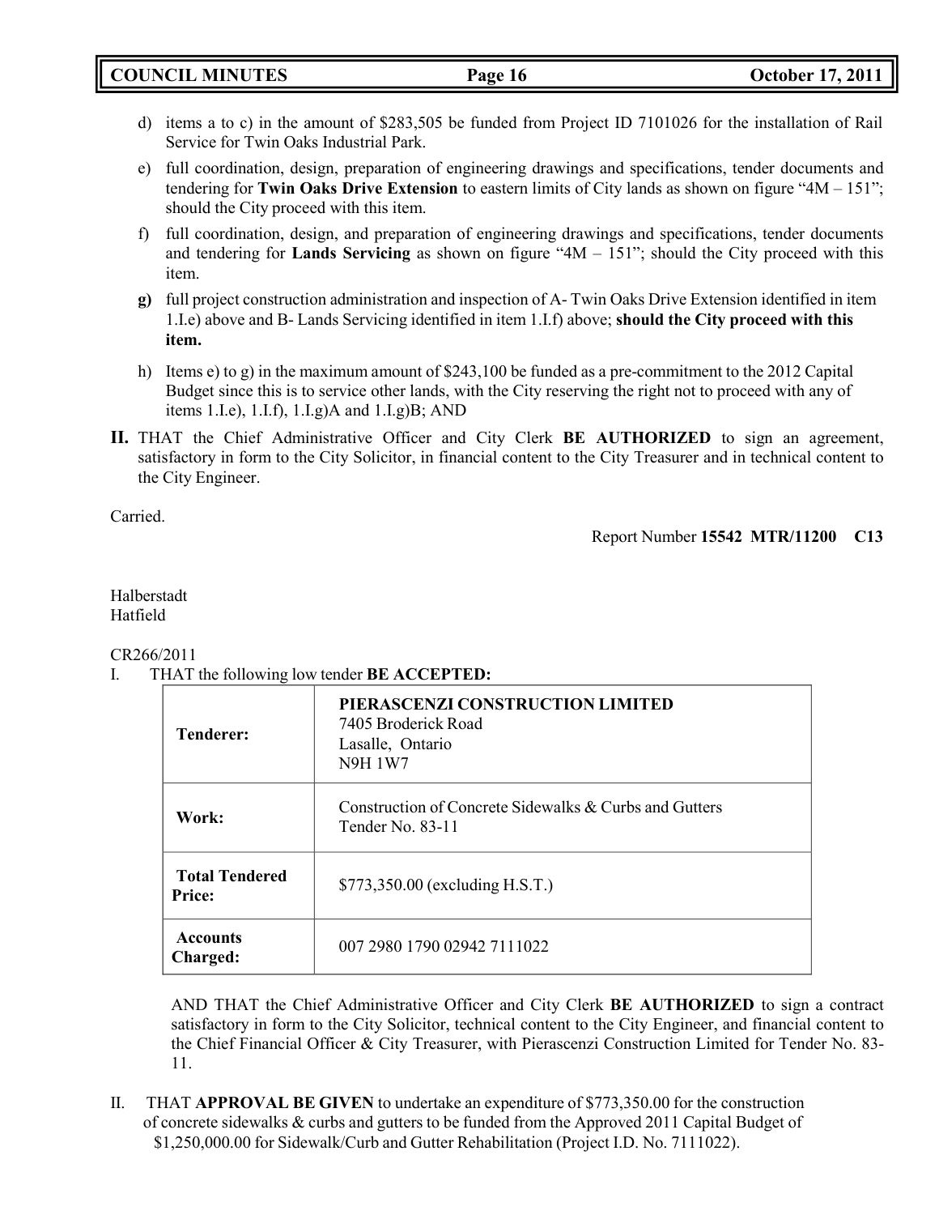d) items a to c) in the amount of $283,505 be funded from Project ID 7101026 for the installation of Rail Service for Twin Oaks Industrial Park.

e) full coordination, design, preparation of engineering drawings and specifications, tender documents and tendering for **Twin Oaks Drive Extension** to eastern limits of City lands as shown on figure "4M – 151"; should the City proceed with this item.

f) full coordination, design, and preparation of engineering drawings and specifications, tender documents and tendering for **Lands Servicing** as shown on figure "4M – 151"; should the City proceed with this item.

**g)** full project construction administration and inspection of A- Twin Oaks Drive Extension identified in item 1.I.e) above and B- Lands Servicing identified in item 1.I.f) above; **should the City proceed with this item.**

h) Items e) to g) in the maximum amount of $243,100 be funded as a pre-commitment to the 2012 Capital Budget since this is to service other lands, with the City reserving the right not to proceed with any of items 1.I.e), 1.I.f), 1.I.g)A and 1.I.g)B; AND

**II.** THAT the Chief Administrative Officer and City Clerk **BE AUTHORIZED** to sign an agreement, satisfactory in form to the City Solicitor, in financial content to the City Treasurer and in technical content to the City Engineer.

Carried.

Report Number **15542 MTR/11200 C13**

Halberstadt
Hatfield

CR266/2011

I. THAT the following low tender **BE ACCEPTED:**

| | |
|---|---|
| **Tenderer:** | **PIERASCENZI CONSTRUCTION LIMITED**<br>7405 Broderick Road<br>Lasalle, Ontario<br>N9H 1W7 |
| **Work:** | Construction of Concrete Sidewalks & Curbs and Gutters<br>Tender No. 83-11 |
| **Total Tendered Price:** | $773,350.00 (excluding H.S.T.) |
| **Accounts Charged:** | 007 2980 1790 02942 7111022 |

AND THAT the Chief Administrative Officer and City Clerk **BE AUTHORIZED** to sign a contract satisfactory in form to the City Solicitor, technical content to the City Engineer, and financial content to the Chief Financial Officer & City Treasurer, with Pierascenzi Construction Limited for Tender No. 83-11.

II. THAT **APPROVAL BE GIVEN** to undertake an expenditure of $773,350.00 for the construction of concrete sidewalks & curbs and gutters to be funded from the Approved 2011 Capital Budget of $1,250,000.00 for Sidewalk/Curb and Gutter Rehabilitation (Project I.D. No. 7111022).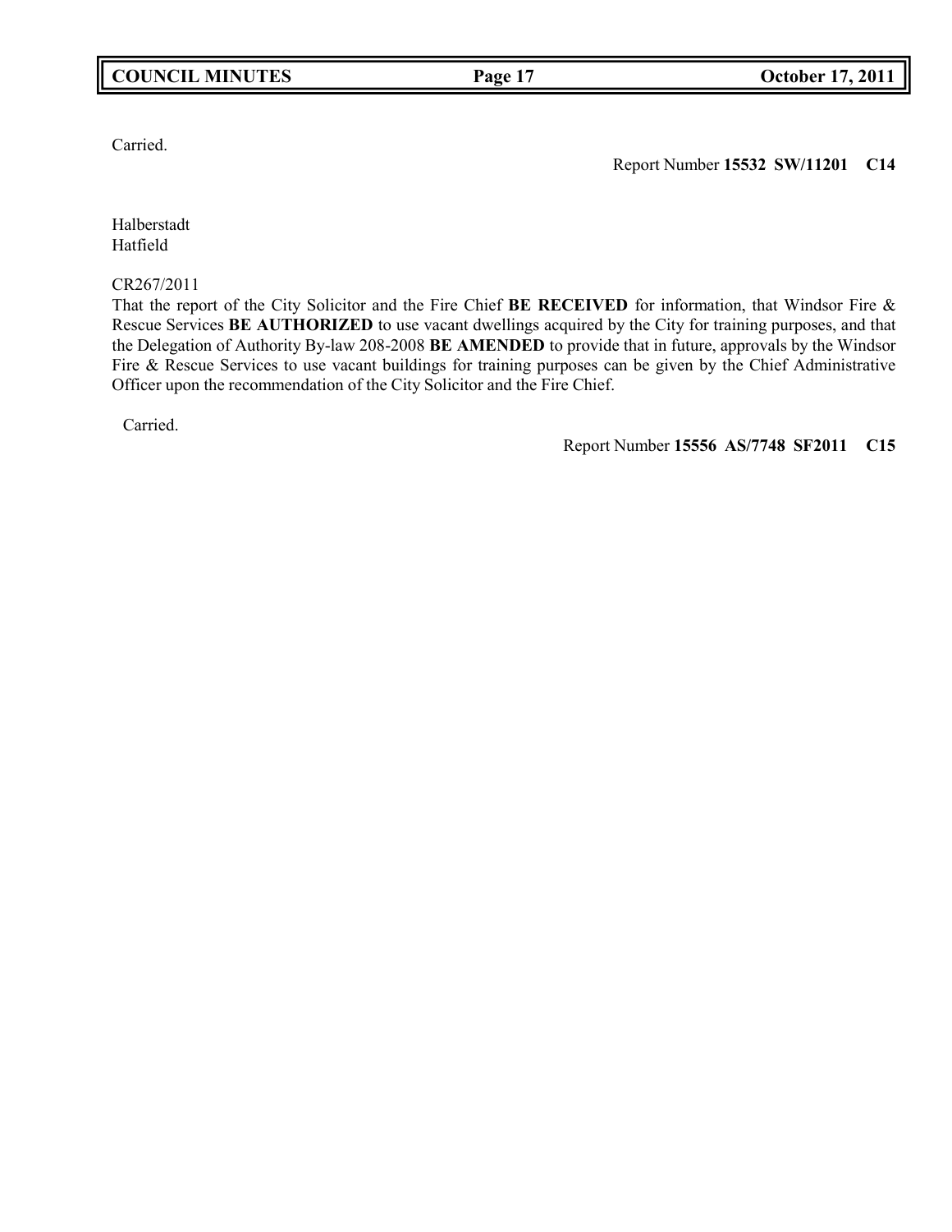Carried.

Report Number **15532 SW/11201 C14**

Halberstadt
Hatfield

CR267/2011
That the report of the City Solicitor and the Fire Chief **BE RECEIVED** for information, that Windsor Fire & Rescue Services **BE AUTHORIZED** to use vacant dwellings acquired by the City for training purposes, and that the Delegation of Authority By-law 208-2008 **BE AMENDED** to provide that in future, approvals by the Windsor Fire & Rescue Services to use vacant buildings for training purposes can be given by the Chief Administrative Officer upon the recommendation of the City Solicitor and the Fire Chief.

Carried.

Report Number **15556 AS/7748 SF2011 C15**